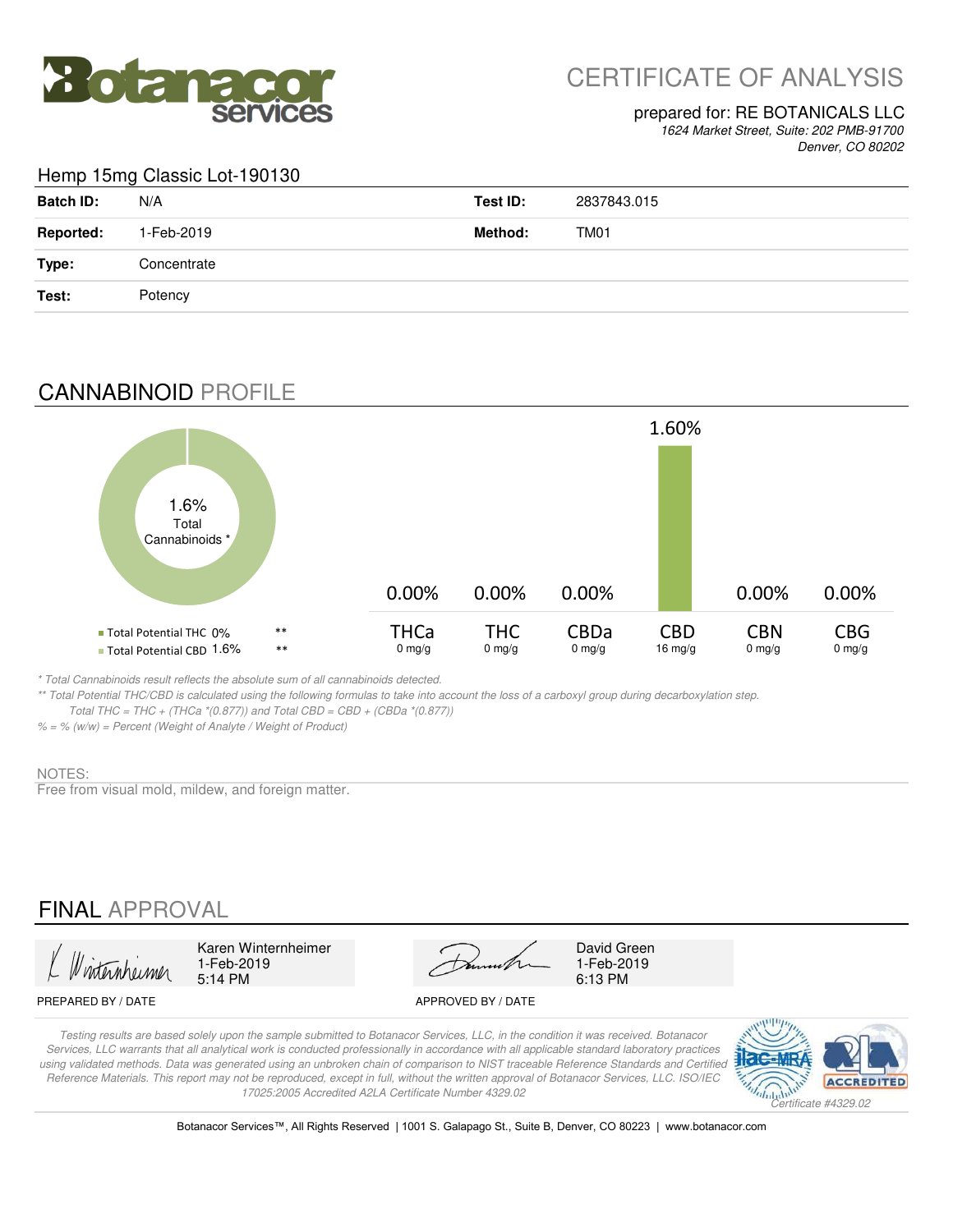# CERTIFICATE OF ANALYSIS

prepared for: RE BOTANICALS LLC
*1624 Market Street, Suite: 202 PMB-91700*
*Denver, CO 80202*

## Hemp 15mg Classic Lot-190130

| | | | |
|---|---|---|---|
| **Batch ID:** | N/A | **Test ID:** | 2837843.015 |
| **Reported:** | 1-Feb-2019 | **Method:** | TM01 |
| **Type:** | Concentrate | | |
| **Test:** | Potency | | |

## CANNABINOID PROFILE

1.6% Total Cannabinoids *

- Total Potential THC 0% **
- Total Potential CBD 1.6% **

| | THCa | THC | CBDa | CBD | CBN | CBG |
|---|---|---|---|---|---|---|
| % | 0.00% | 0.00% | 0.00% | 1.60% | 0.00% | 0.00% |
| mg/g | 0 mg/g | 0 mg/g | 0 mg/g | 16 mg/g | 0 mg/g | 0 mg/g |

*\* Total Cannabinoids result reflects the absolute sum of all cannabinoids detected.*
*\*\* Total Potential THC/CBD is calculated using the following formulas to take into account the loss of a carboxyl group during decarboxylation step.*
*Total THC = THC + (THCa \*(0.877)) and Total CBD = CBD + (CBDa \*(0.877))*
*% = % (w/w) = Percent (Weight of Analyte / Weight of Product)*

NOTES:
Free from visual mold, mildew, and foreign matter.

## FINAL APPROVAL

| PREPARED BY / DATE | APPROVED BY / DATE |
|---|---|
| Karen Winternheimer, 1-Feb-2019, 5:14 PM | David Green, 1-Feb-2019, 6:13 PM |

*Testing results are based solely upon the sample submitted to Botanacor Services, LLC, in the condition it was received. Botanacor Services, LLC warrants that all analytical work is conducted professionally in accordance with all applicable standard laboratory practices using validated methods. Data was generated using an unbroken chain of comparison to NIST traceable Reference Standards and Certified Reference Materials. This report may not be reproduced, except in full, without the written approval of Botanacor Services, LLC. ISO/IEC 17025:2005 Accredited A2LA Certificate Number 4329.02*

*Certificate #4329.02*

Botanacor Services™, All Rights Reserved | 1001 S. Galapago St., Suite B, Denver, CO 80223 | www.botanacor.com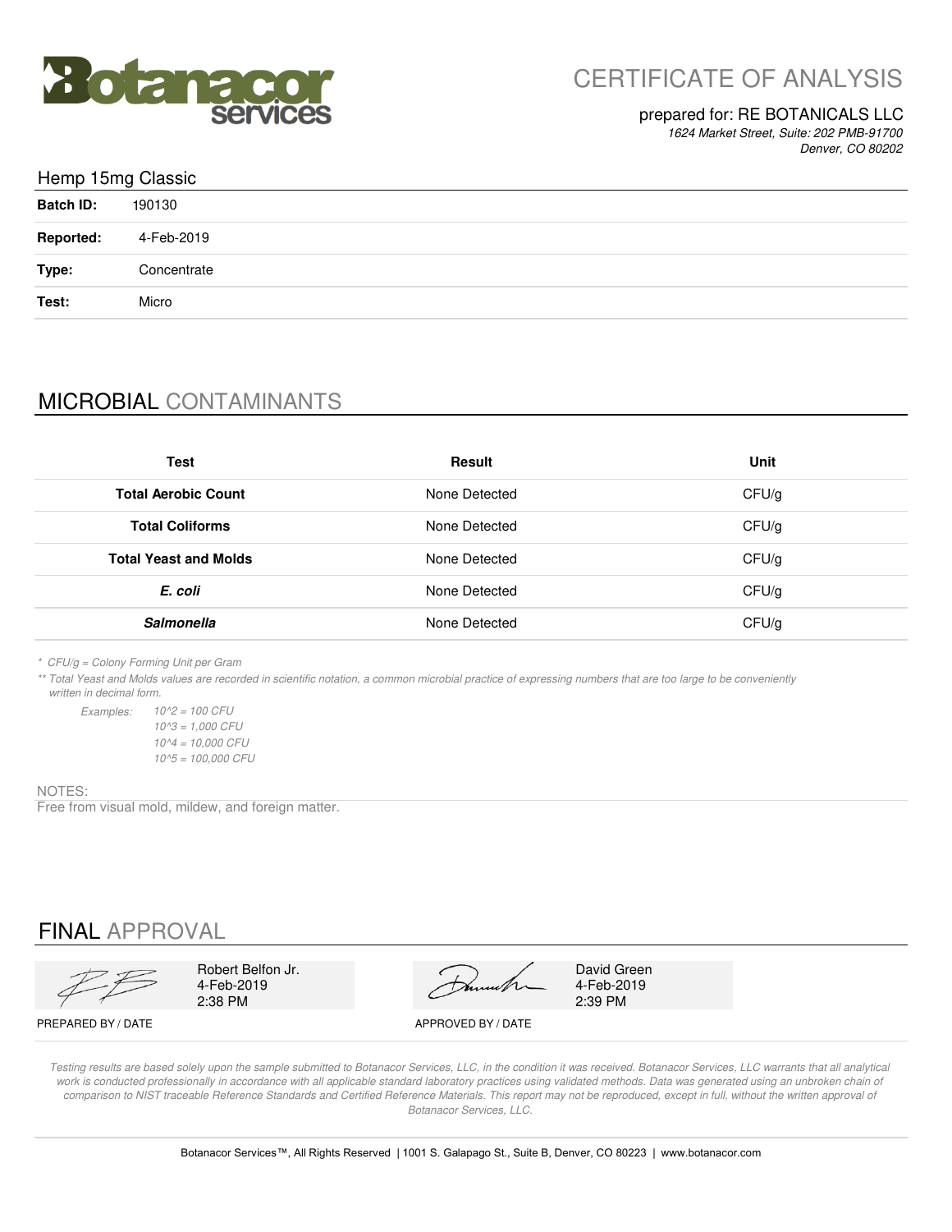# CERTIFICATE OF ANALYSIS

prepared for: RE BOTANICALS LLC

*1624 Market Street, Suite: 202 PMB-91700*
*Denver, CO 80202*

## Hemp 15mg Classic

| | |
|---|---|
| **Batch ID:** | 190130 |
| **Reported:** | 4-Feb-2019 |
| **Type:** | Concentrate |
| **Test:** | Micro |

## MICROBIAL CONTAMINANTS

| Test | Result | Unit |
|---|---|---|
| **Total Aerobic Count** | None Detected | CFU/g |
| **Total Coliforms** | None Detected | CFU/g |
| **Total Yeast and Molds** | None Detected | CFU/g |
| ***E. coli*** | None Detected | CFU/g |
| ***Salmonella*** | None Detected | CFU/g |

*\* CFU/g = Colony Forming Unit per Gram*

*\*\* Total Yeast and Molds values are recorded in scientific notation, a common microbial practice of expressing numbers that are too large to be conveniently written in decimal form.*

*Examples:*
*10^2 = 100 CFU*
*10^3 = 1,000 CFU*
*10^4 = 10,000 CFU*
*10^5 = 100,000 CFU*

NOTES:
Free from visual mold, mildew, and foreign matter.

## FINAL APPROVAL

| PREPARED BY / DATE | APPROVED BY / DATE |
|---|---|
| Robert Belfon Jr. 4-Feb-2019 2:38 PM | David Green 4-Feb-2019 2:39 PM |

*Testing results are based solely upon the sample submitted to Botanacor Services, LLC, in the condition it was received. Botanacor Services, LLC warrants that all analytical work is conducted professionally in accordance with all applicable standard laboratory practices using validated methods. Data was generated using an unbroken chain of comparison to NIST traceable Reference Standards and Certified Reference Materials. This report may not be reproduced, except in full, without the written approval of Botanacor Services, LLC.*

Botanacor Services™, All Rights Reserved | 1001 S. Galapago St., Suite B, Denver, CO 80223 | www.botanacor.com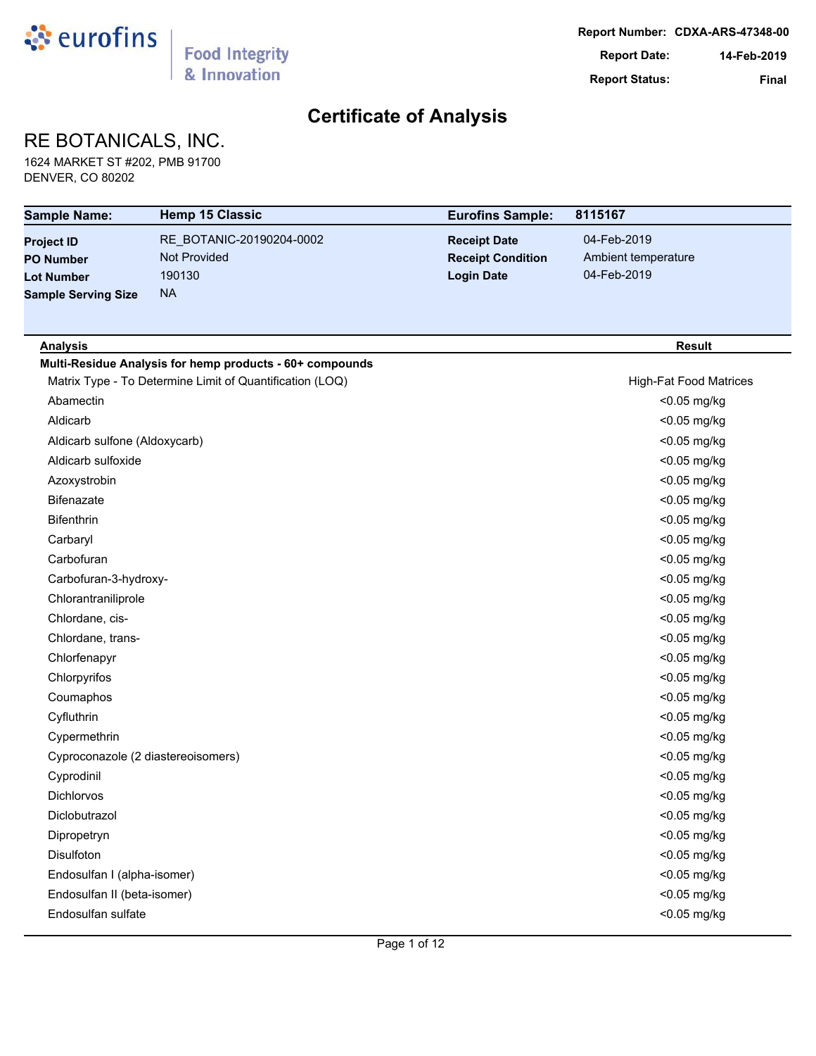Report Number: CDXA-ARS-47348-00
Report Date: 14-Feb-2019
Report Status: Final

# Certificate of Analysis

## RE BOTANICALS, INC.

1624 MARKET ST #202, PMB 91700
DENVER, CO 80202

| | | | |
|---|---|---|---|
| **Sample Name:** | **Hemp 15 Classic** | **Eurofins Sample:** | **8115167** |
| **Project ID** | RE_BOTANIC-20190204-0002 | **Receipt Date** | 04-Feb-2019 |
| **PO Number** | Not Provided | **Receipt Condition** | Ambient temperature |
| **Lot Number** | 190130 | **Login Date** | 04-Feb-2019 |
| **Sample Serving Size** | NA | | |

| Analysis | Result |
|---|---|
| **Multi-Residue Analysis for hemp products - 60+ compounds** | |
| Matrix Type - To Determine Limit of Quantification (LOQ) | High-Fat Food Matrices |
| Abamectin | <0.05 mg/kg |
| Aldicarb | <0.05 mg/kg |
| Aldicarb sulfone (Aldoxycarb) | <0.05 mg/kg |
| Aldicarb sulfoxide | <0.05 mg/kg |
| Azoxystrobin | <0.05 mg/kg |
| Bifenazate | <0.05 mg/kg |
| Bifenthrin | <0.05 mg/kg |
| Carbaryl | <0.05 mg/kg |
| Carbofuran | <0.05 mg/kg |
| Carbofuran-3-hydroxy- | <0.05 mg/kg |
| Chlorantraniliprole | <0.05 mg/kg |
| Chlordane, cis- | <0.05 mg/kg |
| Chlordane, trans- | <0.05 mg/kg |
| Chlorfenapyr | <0.05 mg/kg |
| Chlorpyrifos | <0.05 mg/kg |
| Coumaphos | <0.05 mg/kg |
| Cyfluthrin | <0.05 mg/kg |
| Cypermethrin | <0.05 mg/kg |
| Cyproconazole (2 diastereoisomers) | <0.05 mg/kg |
| Cyprodinil | <0.05 mg/kg |
| Dichlorvos | <0.05 mg/kg |
| Diclobutrazol | <0.05 mg/kg |
| Dipropetryn | <0.05 mg/kg |
| Disulfoton | <0.05 mg/kg |
| Endosulfan I (alpha-isomer) | <0.05 mg/kg |
| Endosulfan II (beta-isomer) | <0.05 mg/kg |
| Endosulfan sulfate | <0.05 mg/kg |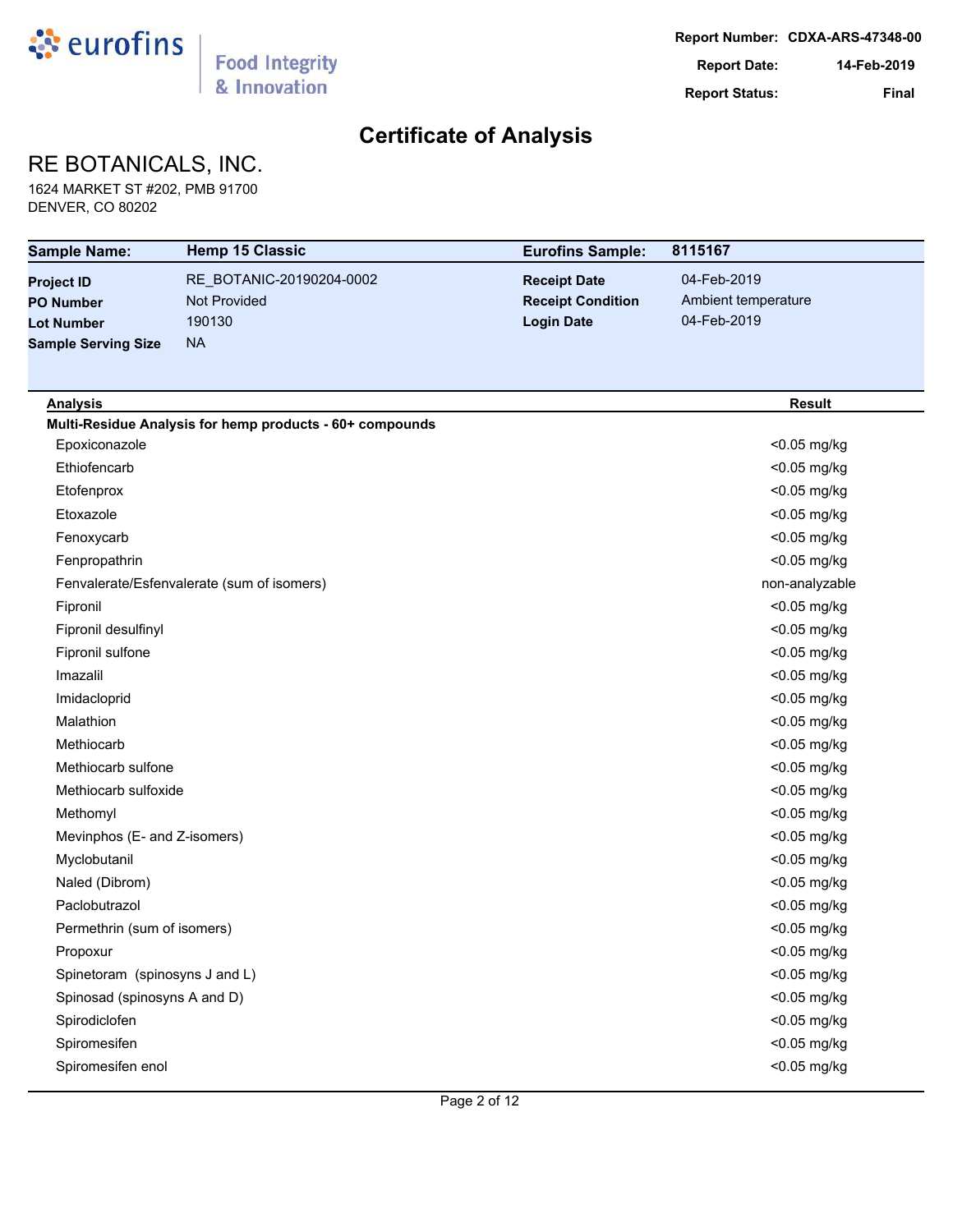Report Number: CDXA-ARS-47348-00
Report Date: 14-Feb-2019
Report Status: Final

# Certificate of Analysis

## RE BOTANICALS, INC.

1624 MARKET ST #202, PMB 91700
DENVER, CO 80202

| | | | |
|---|---|---|---|
| **Sample Name:** | **Hemp 15 Classic** | **Eurofins Sample:** | **8115167** |
| **Project ID** | RE_BOTANIC-20190204-0002 | **Receipt Date** | 04-Feb-2019 |
| **PO Number** | Not Provided | **Receipt Condition** | Ambient temperature |
| **Lot Number** | 190130 | **Login Date** | 04-Feb-2019 |
| **Sample Serving Size** | NA | | |

| Analysis | Result |
|---|---|
| **Multi-Residue Analysis for hemp products - 60+ compounds** | |
| Epoxiconazole | <0.05 mg/kg |
| Ethiofencarb | <0.05 mg/kg |
| Etofenprox | <0.05 mg/kg |
| Etoxazole | <0.05 mg/kg |
| Fenoxycarb | <0.05 mg/kg |
| Fenpropathrin | <0.05 mg/kg |
| Fenvalerate/Esfenvalerate (sum of isomers) | non-analyzable |
| Fipronil | <0.05 mg/kg |
| Fipronil desulfinyl | <0.05 mg/kg |
| Fipronil sulfone | <0.05 mg/kg |
| Imazalil | <0.05 mg/kg |
| Imidacloprid | <0.05 mg/kg |
| Malathion | <0.05 mg/kg |
| Methiocarb | <0.05 mg/kg |
| Methiocarb sulfone | <0.05 mg/kg |
| Methiocarb sulfoxide | <0.05 mg/kg |
| Methomyl | <0.05 mg/kg |
| Mevinphos (E- and Z-isomers) | <0.05 mg/kg |
| Myclobutanil | <0.05 mg/kg |
| Naled (Dibrom) | <0.05 mg/kg |
| Paclobutrazol | <0.05 mg/kg |
| Permethrin (sum of isomers) | <0.05 mg/kg |
| Propoxur | <0.05 mg/kg |
| Spinetoram (spinosyns J and L) | <0.05 mg/kg |
| Spinosad (spinosyns A and D) | <0.05 mg/kg |
| Spirodiclofen | <0.05 mg/kg |
| Spiromesifen | <0.05 mg/kg |
| Spiromesifen enol | <0.05 mg/kg |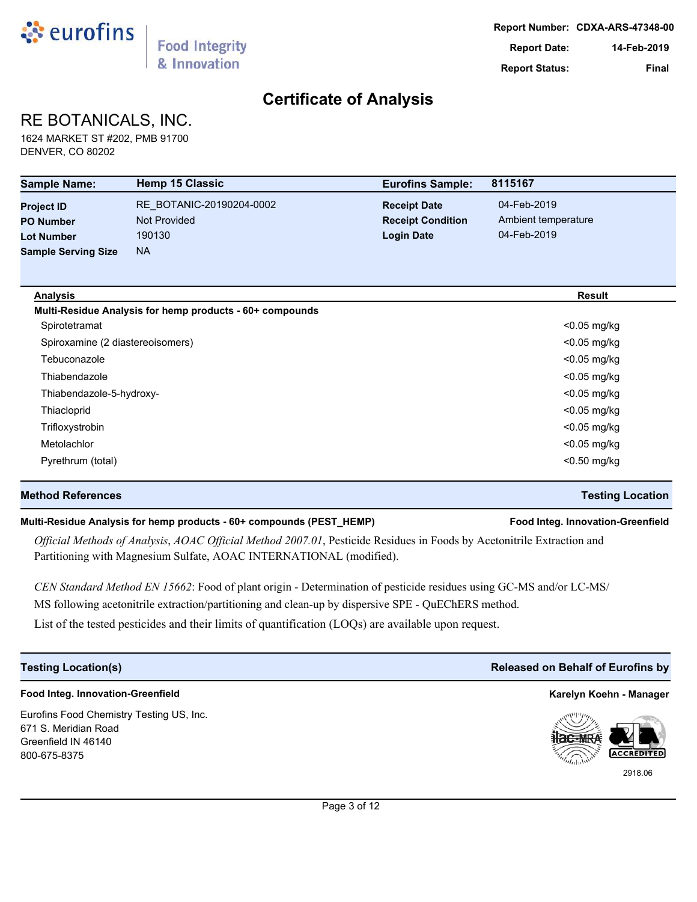Report Number: CDXA-ARS-47348-00
Report Date: 14-Feb-2019
Report Status: Final

# Certificate of Analysis

## RE BOTANICALS, INC.

1624 MARKET ST #202, PMB 91700
DENVER, CO 80202

| **Sample Name:** | **Hemp 15 Classic** | **Eurofins Sample:** | **8115167** |
|---|---|---|---|
| **Project ID** | RE_BOTANIC-20190204-0002 | **Receipt Date** | 04-Feb-2019 |
| **PO Number** | Not Provided | **Receipt Condition** | Ambient temperature |
| **Lot Number** | 190130 | **Login Date** | 04-Feb-2019 |
| **Sample Serving Size** | NA | | |

| Analysis | Result |
|---|---|
| **Multi-Residue Analysis for hemp products - 60+ compounds** | |
| Spirotetramat | <0.05 mg/kg |
| Spiroxamine (2 diastereoisomers) | <0.05 mg/kg |
| Tebuconazole | <0.05 mg/kg |
| Thiabendazole | <0.05 mg/kg |
| Thiabendazole-5-hydroxy- | <0.05 mg/kg |
| Thiacloprid | <0.05 mg/kg |
| Trifloxystrobin | <0.05 mg/kg |
| Metolachlor | <0.05 mg/kg |
| Pyrethrum (total) | <0.50 mg/kg |

### Method References — Testing Location

**Multi-Residue Analysis for hemp products - 60+ compounds (PEST_HEMP)** — **Food Integ. Innovation-Greenfield**

*Official Methods of Analysis*, *AOAC Official Method 2007.01*, Pesticide Residues in Foods by Acetonitrile Extraction and Partitioning with Magnesium Sulfate, AOAC INTERNATIONAL (modified).

*CEN Standard Method EN 15662*: Food of plant origin - Determination of pesticide residues using GC-MS and/or LC-MS/MS following acetonitrile extraction/partitioning and clean-up by dispersive SPE - QuEChERS method.

List of the tested pesticides and their limits of quantification (LOQs) are available upon request.

### Testing Location(s)

**Food Integ. Innovation-Greenfield**

Eurofins Food Chemistry Testing US, Inc.
671 S. Meridian Road
Greenfield IN 46140
800-675-8375

### Released on Behalf of Eurofins by

**Karelyn Koehn - Manager**

2918.06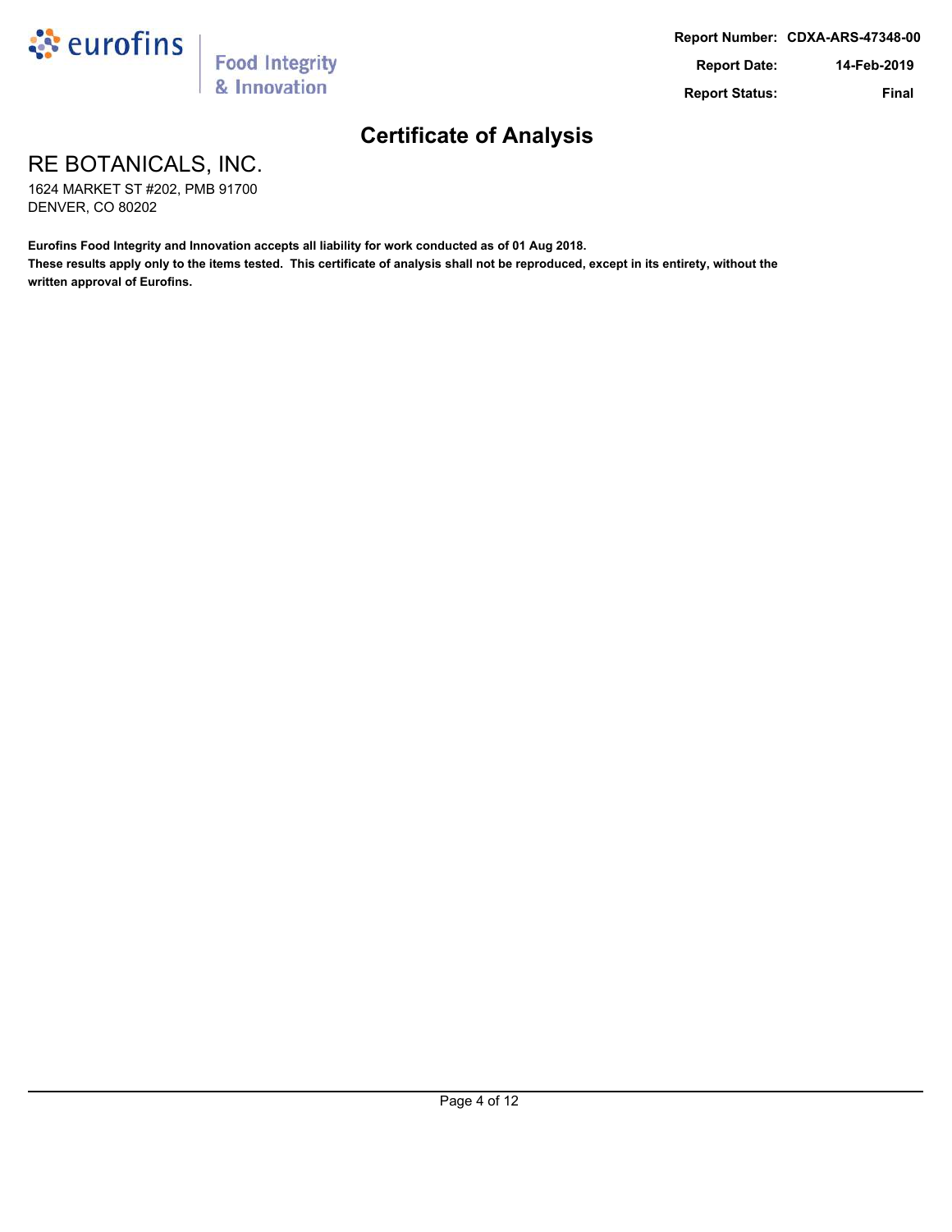eurofins | Food Integrity & Innovation

**Report Number:** CDXA-ARS-47348-00
**Report Date:** 14-Feb-2019
**Report Status:** Final

# Certificate of Analysis

## RE BOTANICALS, INC.

1624 MARKET ST #202, PMB 91700
DENVER, CO 80202

**Eurofins Food Integrity and Innovation accepts all liability for work conducted as of 01 Aug 2018.**
**These results apply only to the items tested. This certificate of analysis shall not be reproduced, except in its entirety, without the written approval of Eurofins.**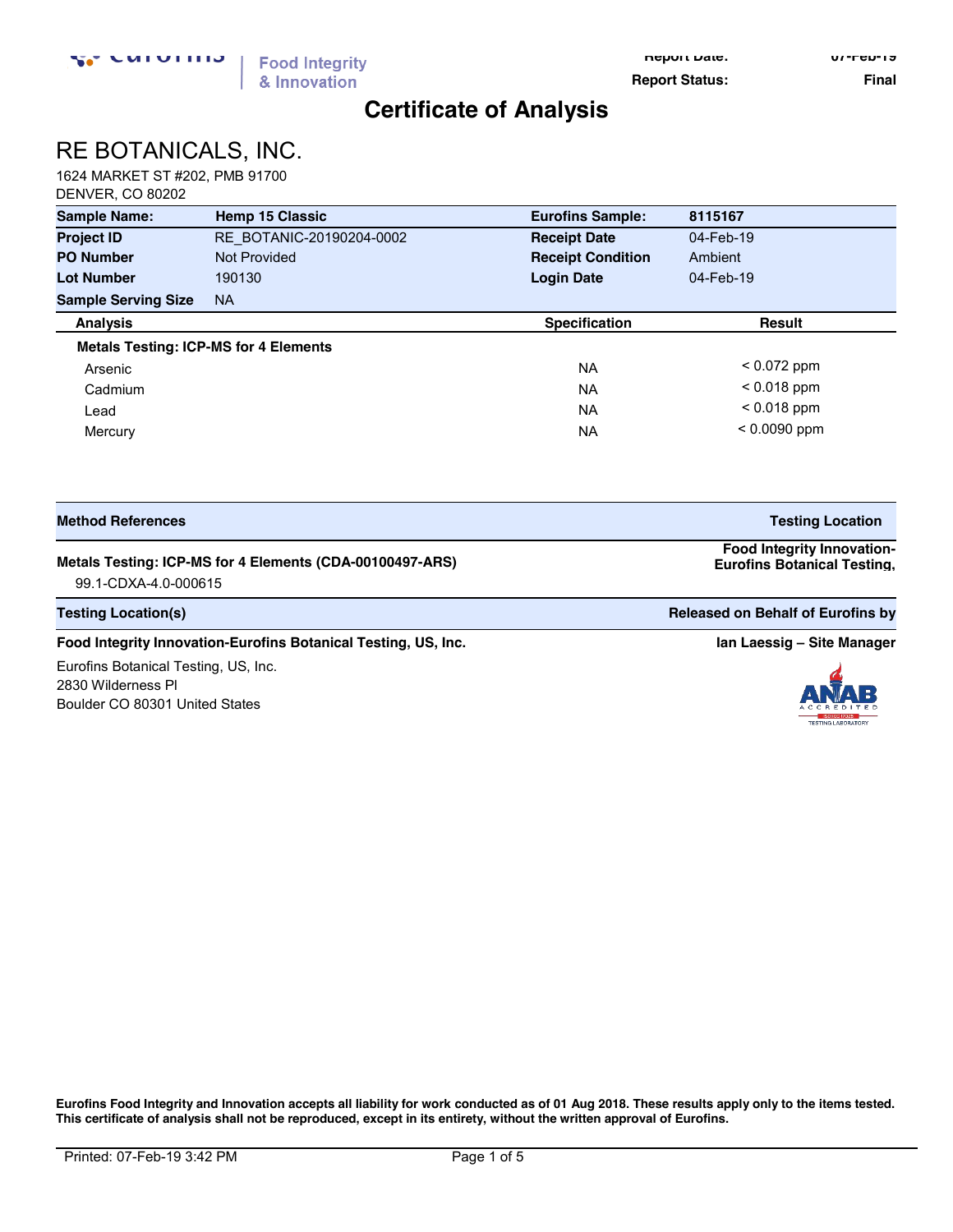Report Date: 07-Feb-19
Report Status: Final

# Certificate of Analysis

## RE BOTANICALS, INC.

1624 MARKET ST #202, PMB 91700
DENVER, CO 80202

| **Sample Name:** | **Hemp 15 Classic** | **Eurofins Sample:** | **8115167** |
|---|---|---|---|
| **Project ID** | RE_BOTANIC-20190204-0002 | **Receipt Date** | 04-Feb-19 |
| **PO Number** | Not Provided | **Receipt Condition** | Ambient |
| **Lot Number** | 190130 | **Login Date** | 04-Feb-19 |
| **Sample Serving Size** | NA | | |

| **Analysis** | **Specification** | **Result** |
|---|---|---|
| **Metals Testing: ICP-MS for 4 Elements** | | |
| Arsenic | NA | < 0.072 ppm |
| Cadmium | NA | < 0.018 ppm |
| Lead | NA | < 0.018 ppm |
| Mercury | NA | < 0.0090 ppm |

| **Method References** | **Testing Location** |
|---|---|
| **Metals Testing: ICP-MS for 4 Elements (CDA-00100497-ARS)**<br>99.1-CDXA-4.0-000615 | **Food Integrity Innovation-Eurofins Botanical Testing,** |

| **Testing Location(s)** | **Released on Behalf of Eurofins by** |
|---|---|
| **Food Integrity Innovation-Eurofins Botanical Testing, US, Inc.** | **Ian Laessig – Site Manager** |

Eurofins Botanical Testing, US, Inc.
2830 Wilderness Pl
Boulder CO 80301 United States

ANAB ACCREDITED TESTING LABORATORY

**Eurofins Food Integrity and Innovation accepts all liability for work conducted as of 01 Aug 2018. These results apply only to the items tested. This certificate of analysis shall not be reproduced, except in its entirety, without the written approval of Eurofins.**

Printed: 07-Feb-19 3:42 PM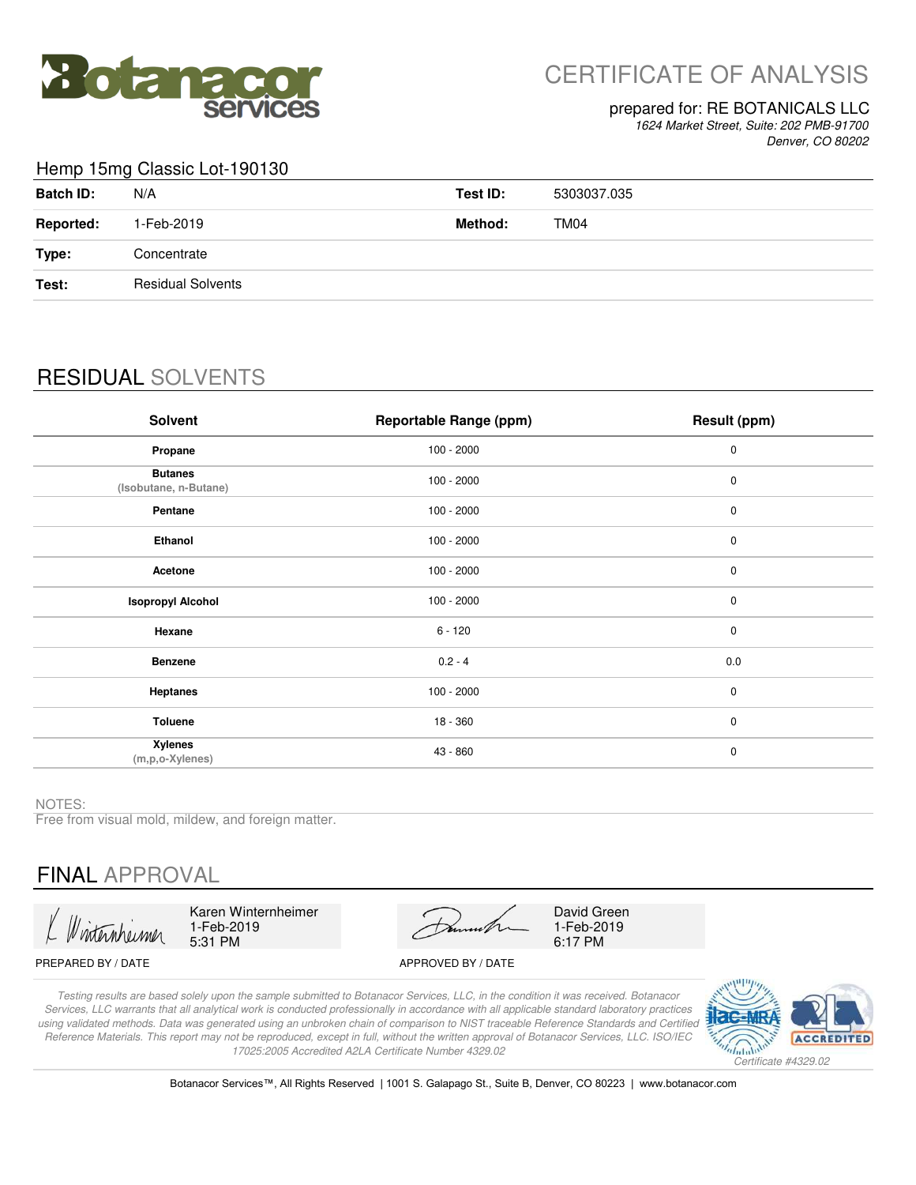Botanacor services

# CERTIFICATE OF ANALYSIS

prepared for: RE BOTANICALS LLC
*1624 Market Street, Suite: 202 PMB-91700*
*Denver, CO 80202*

## Hemp 15mg Classic Lot-190130

| | | | |
|---|---|---|---|
| **Batch ID:** | N/A | **Test ID:** | 5303037.035 |
| **Reported:** | 1-Feb-2019 | **Method:** | TM04 |
| **Type:** | Concentrate | | |
| **Test:** | Residual Solvents | | |

## RESIDUAL SOLVENTS

| Solvent | Reportable Range (ppm) | Result (ppm) |
|---|---|---|
| **Propane** | 100 - 2000 | 0 |
| **Butanes** (Isobutane, n-Butane) | 100 - 2000 | 0 |
| **Pentane** | 100 - 2000 | 0 |
| **Ethanol** | 100 - 2000 | 0 |
| **Acetone** | 100 - 2000 | 0 |
| **Isopropyl Alcohol** | 100 - 2000 | 0 |
| **Hexane** | 6 - 120 | 0 |
| **Benzene** | 0.2 - 4 | 0.0 |
| **Heptanes** | 100 - 2000 | 0 |
| **Toluene** | 18 - 360 | 0 |
| **Xylenes** (m,p,o-Xylenes) | 43 - 860 | 0 |

NOTES:
Free from visual mold, mildew, and foreign matter.

## FINAL APPROVAL

Karen Winternheimer
1-Feb-2019
5:31 PM

PREPARED BY / DATE

David Green
1-Feb-2019
6:17 PM

APPROVED BY / DATE

*Testing results are based solely upon the sample submitted to Botanacor Services, LLC, in the condition it was received. Botanacor Services, LLC warrants that all analytical work is conducted professionally in accordance with all applicable standard laboratory practices using validated methods. Data was generated using an unbroken chain of comparison to NIST traceable Reference Standards and Certified Reference Materials. This report may not be reproduced, except in full, without the written approval of Botanacor Services, LLC. ISO/IEC 17025:2005 Accredited A2LA Certificate Number 4329.02*

ilac-MRA A2LA ACCREDITED
*Certificate #4329.02*

Botanacor Services™, All Rights Reserved | 1001 S. Galapago St., Suite B, Denver, CO 80223 | www.botanacor.com